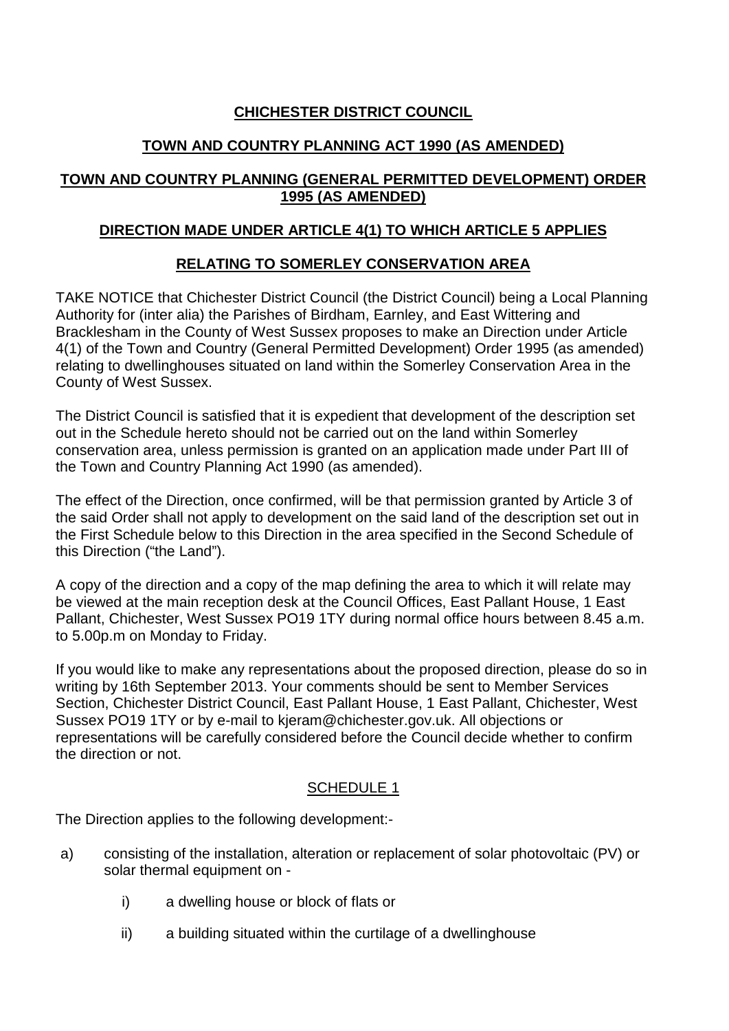# CHICHESTER DISTRICT COUNCIL

## TOWN AND COUNTRY PLANNING ACT 1990 (AS AMENDED)

## TOWN AND COUNTRY PLANNING (GENERAL PERMITTED DEVELOPMENT) ORDER 1995 (AS AMENDED)

## DIRECTION MADE UNDER ARTICLE 4(1) TO WHICH ARTICLE 5 APPLIES

## RELATING TO SOMERLEY CONSERVATION AREA

TAKE NOTICE that Chichester District Council (the District Council) being a Local Planning Authority for (inter alia) the Parishes of Birdham, Earnley, and East Wittering and Bracklesham in the County of West Sussex proposes to make an Direction under Article 4(1) of the Town and Country (General Permitted Development) Order 1995 (as amended) relating to dwellinghouses situated on land within the Somerley Conservation Area in the County of West Sussex.

The District Council is satisfied that it is expedient that development of the description set out in the Schedule hereto should not be carried out on the land within Somerley conservation area, unless permission is granted on an application made under Part III of the Town and Country Planning Act 1990 (as amended).

The effect of the Direction, once confirmed, will be that permission granted by Article 3 of the said Order shall not apply to development on the said land of the description set out in the First Schedule below to this Direction in the area specified in the Second Schedule of this Direction ("the Land").

A copy of the direction and a copy of the map defining the area to which it will relate may be viewed at the main reception desk at the Council Offices, East Pallant House, 1 East Pallant, Chichester, West Sussex PO19 1TY during normal office hours between 8.45 a.m. to 5.00p.m on Monday to Friday.

If you would like to make any representations about the proposed direction, please do so in writing by 16th September 2013. Your comments should be sent to Member Services Section, Chichester District Council, East Pallant House, 1 East Pallant, Chichester, West Sussex PO19 1TY or by e-mail to kjeram@chichester.gov.uk. All objections or representations will be carefully considered before the Council decide whether to confirm the direction or not.

### SCHEDULE 1

The Direction applies to the following development:-

a) consisting of the installation, alteration or replacement of solar photovoltaic (PV) or solar thermal equipment on -

   i) a dwelling house or block of flats or

   ii) a building situated within the curtilage of a dwellinghouse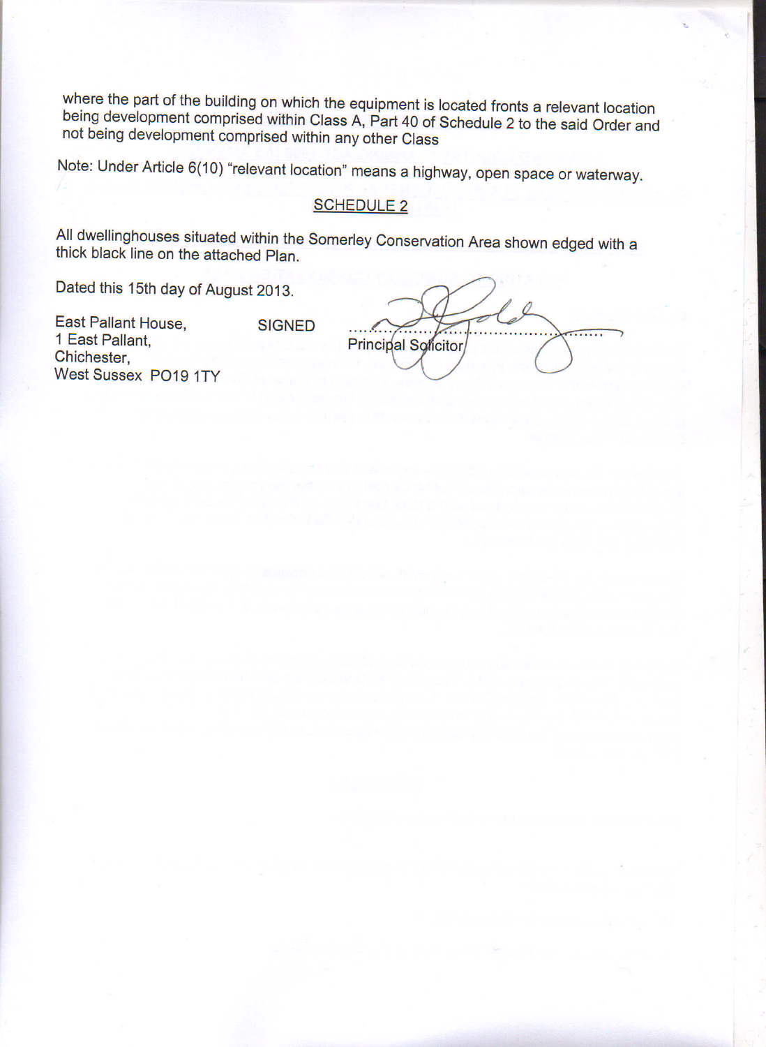where the part of the building on which the equipment is located fronts a relevant location being development comprised within Class A, Part 40 of Schedule 2 to the said Order and not being development comprised within any other Class

Note: Under Article 6(10) "relevant location" means a highway, open space or waterway.

## SCHEDULE 2

All dwellinghouses situated within the Somerley Conservation Area shown edged with a thick black line on the attached Plan.

Dated this 15th day of August 2013.

East Pallant House,
1 East Pallant,
Chichester,
West Sussex PO19 1TY

SIGNED ..................................................
Principal Solicitor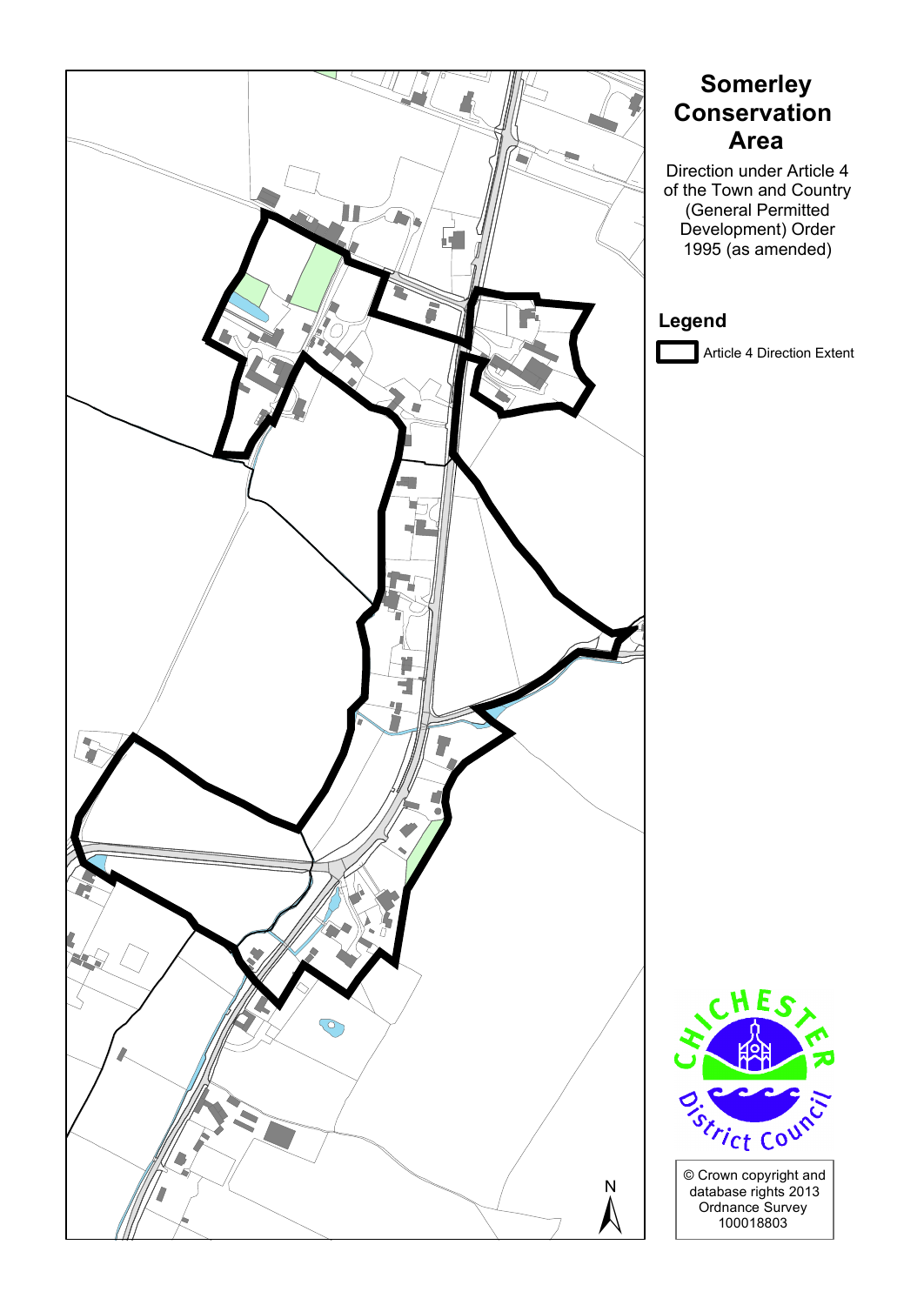# Somerley Conservation Area

Direction under Article 4 of the Town and Country (General Permitted Development) Order 1995 (as amended)

## Legend

Article 4 Direction Extent

© Crown copyright and database rights 2013 Ordnance Survey 100018803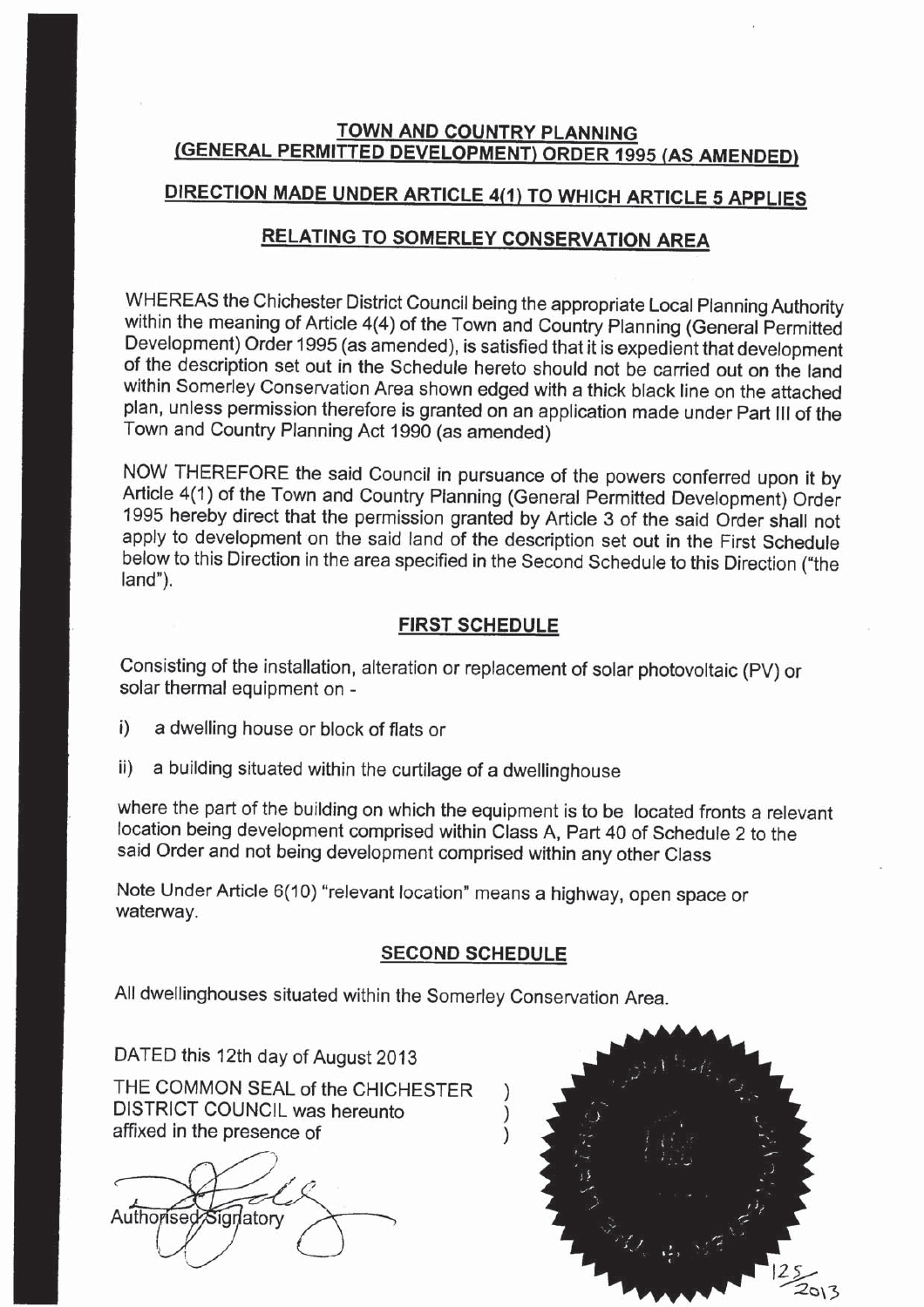## TOWN AND COUNTRY PLANNING
## (GENERAL PERMITTED DEVELOPMENT) ORDER 1995 (AS AMENDED)

## DIRECTION MADE UNDER ARTICLE 4(1) TO WHICH ARTICLE 5 APPLIES

## RELATING TO SOMERLEY CONSERVATION AREA

WHEREAS the Chichester District Council being the appropriate Local Planning Authority within the meaning of Article 4(4) of the Town and Country Planning (General Permitted Development) Order 1995 (as amended), is satisfied that it is expedient that development of the description set out in the Schedule hereto should not be carried out on the land within Somerley Conservation Area shown edged with a thick black line on the attached plan, unless permission therefore is granted on an application made under Part III of the Town and Country Planning Act 1990 (as amended)

NOW THEREFORE the said Council in pursuance of the powers conferred upon it by Article 4(1) of the Town and Country Planning (General Permitted Development) Order 1995 hereby direct that the permission granted by Article 3 of the said Order shall not apply to development on the said land of the description set out in the First Schedule below to this Direction in the area specified in the Second Schedule to this Direction ("the land").

### FIRST SCHEDULE

Consisting of the installation, alteration or replacement of solar photovoltaic (PV) or solar thermal equipment on -

i) a dwelling house or block of flats or

ii) a building situated within the curtilage of a dwellinghouse

where the part of the building on which the equipment is to be located fronts a relevant location being development comprised within Class A, Part 40 of Schedule 2 to the said Order and not being development comprised within any other Class

Note Under Article 6(10) "relevant location" means a highway, open space or waterway.

### SECOND SCHEDULE

All dwellinghouses situated within the Somerley Conservation Area.

DATED this 12th day of August 2013

THE COMMON SEAL of the CHICHESTER DISTRICT COUNCIL was hereunto affixed in the presence of )

Authorised Signatory

125/2013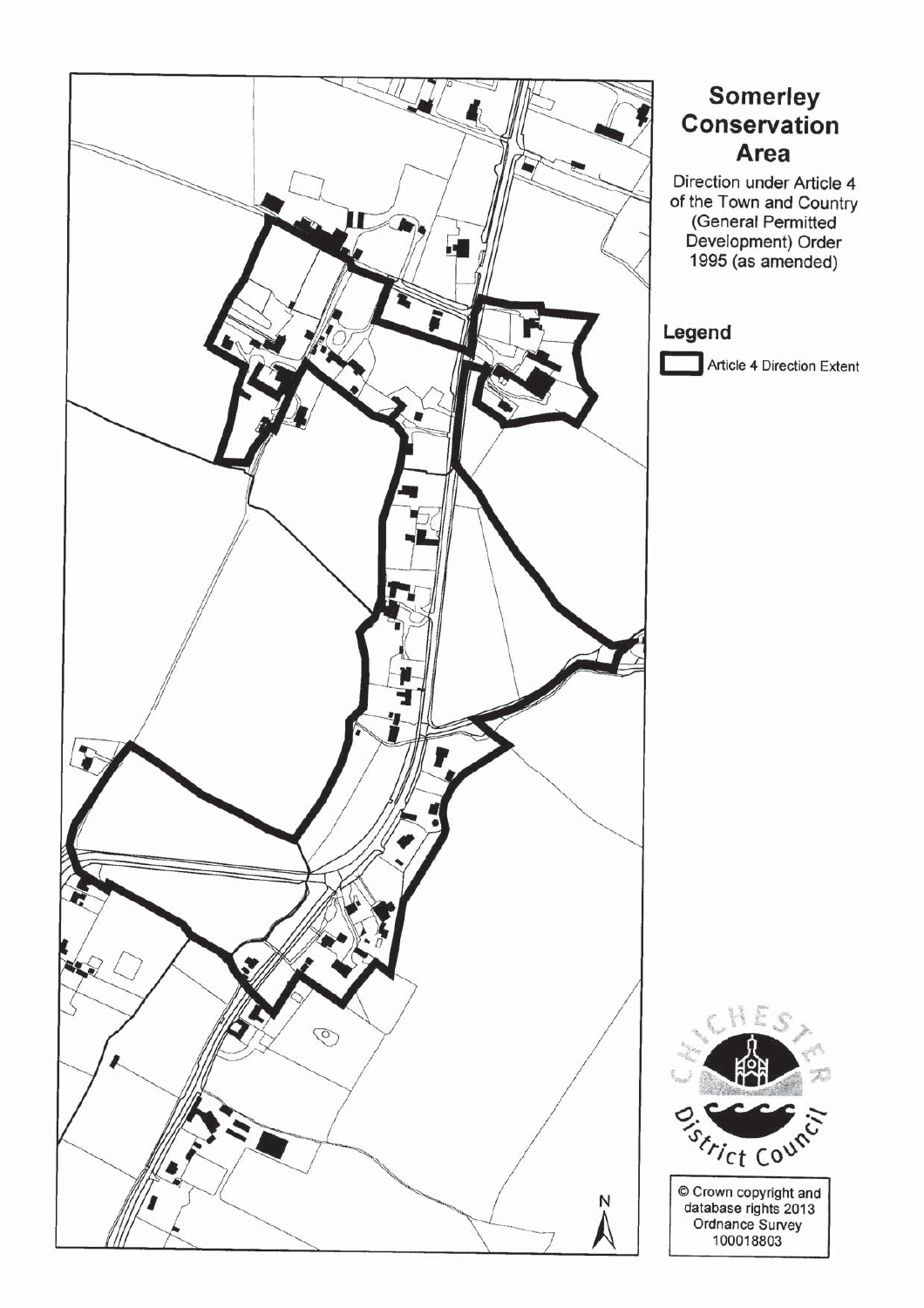# Somerley Conservation Area

Direction under Article 4 of the Town and Country (General Permitted Development) Order 1995 (as amended)

## Legend

Article 4 Direction Extent

Chichester District Council

N

© Crown copyright and database rights 2013 Ordnance Survey 100018803